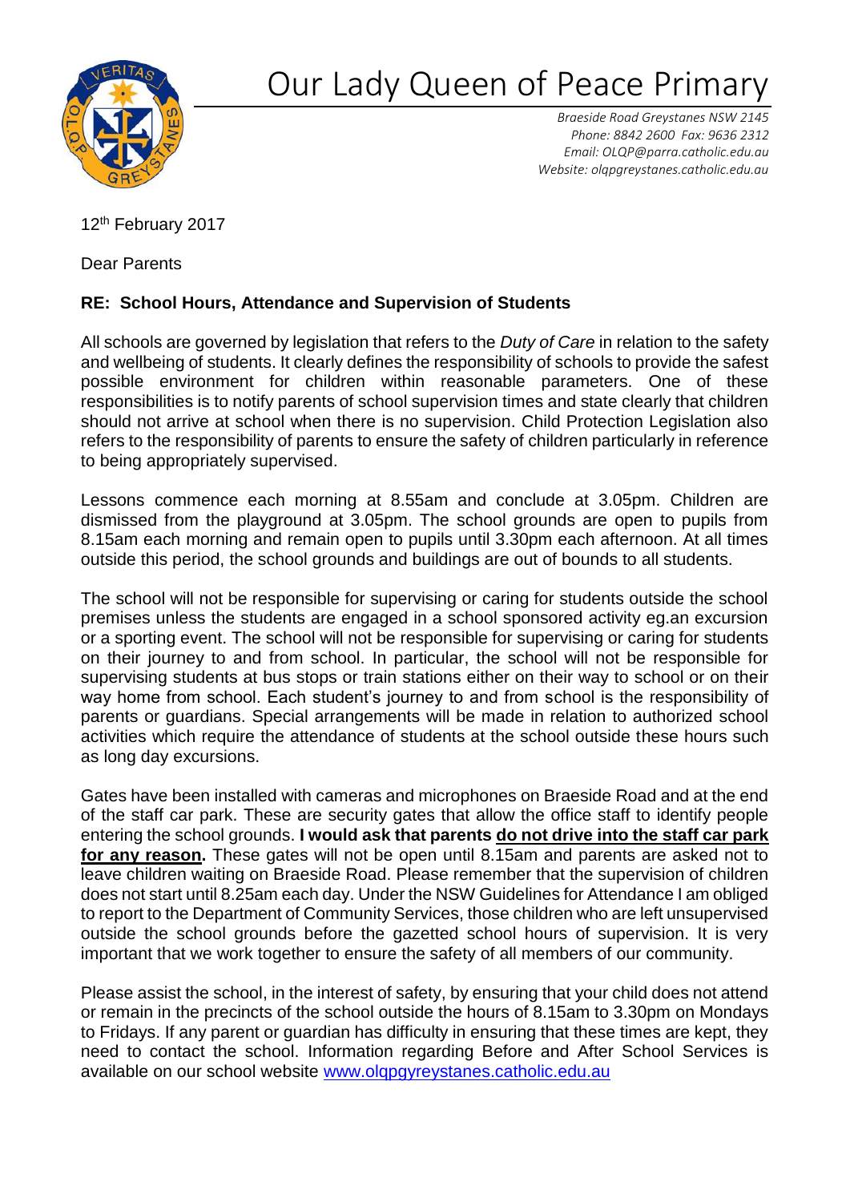# Our Lady Queen of Peace Primary

*Braeside Road Greystanes NSW 2145*
*Phone: 8842 2600 Fax: 9636 2312*
*Email: OLQP@parra.catholic.edu.au*
*Website: olqpgreystanes.catholic.edu.au*

12th February 2017

Dear Parents

**RE: School Hours, Attendance and Supervision of Students**

All schools are governed by legislation that refers to the *Duty of Care* in relation to the safety and wellbeing of students. It clearly defines the responsibility of schools to provide the safest possible environment for children within reasonable parameters. One of these responsibilities is to notify parents of school supervision times and state clearly that children should not arrive at school when there is no supervision. Child Protection Legislation also refers to the responsibility of parents to ensure the safety of children particularly in reference to being appropriately supervised.

Lessons commence each morning at 8.55am and conclude at 3.05pm. Children are dismissed from the playground at 3.05pm. The school grounds are open to pupils from 8.15am each morning and remain open to pupils until 3.30pm each afternoon. At all times outside this period, the school grounds and buildings are out of bounds to all students.

The school will not be responsible for supervising or caring for students outside the school premises unless the students are engaged in a school sponsored activity eg.an excursion or a sporting event. The school will not be responsible for supervising or caring for students on their journey to and from school. In particular, the school will not be responsible for supervising students at bus stops or train stations either on their way to school or on their way home from school. Each student's journey to and from school is the responsibility of parents or guardians. Special arrangements will be made in relation to authorized school activities which require the attendance of students at the school outside these hours such as long day excursions.

Gates have been installed with cameras and microphones on Braeside Road and at the end of the staff car park. These are security gates that allow the office staff to identify people entering the school grounds. **I would ask that parents do not drive into the staff car park for any reason.** These gates will not be open until 8.15am and parents are asked not to leave children waiting on Braeside Road. Please remember that the supervision of children does not start until 8.25am each day. Under the NSW Guidelines for Attendance I am obliged to report to the Department of Community Services, those children who are left unsupervised outside the school grounds before the gazetted school hours of supervision. It is very important that we work together to ensure the safety of all members of our community.

Please assist the school, in the interest of safety, by ensuring that your child does not attend or remain in the precincts of the school outside the hours of 8.15am to 3.30pm on Mondays to Fridays. If any parent or guardian has difficulty in ensuring that these times are kept, they need to contact the school. Information regarding Before and After School Services is available on our school website www.olqpgyreystanes.catholic.edu.au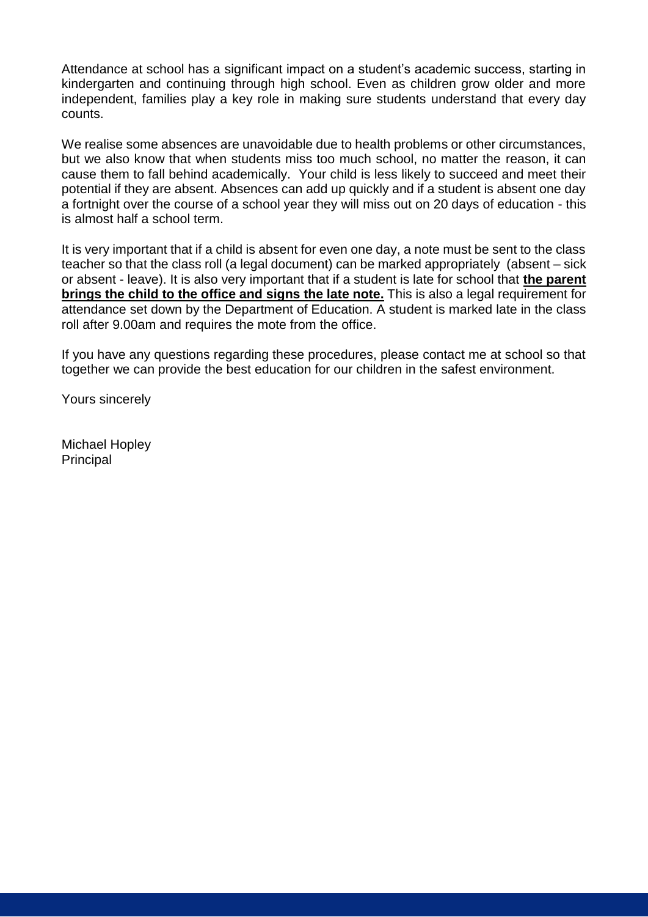Attendance at school has a significant impact on a student's academic success, starting in kindergarten and continuing through high school. Even as children grow older and more independent, families play a key role in making sure students understand that every day counts.

We realise some absences are unavoidable due to health problems or other circumstances, but we also know that when students miss too much school, no matter the reason, it can cause them to fall behind academically. Your child is less likely to succeed and meet their potential if they are absent. Absences can add up quickly and if a student is absent one day a fortnight over the course of a school year they will miss out on 20 days of education - this is almost half a school term.

It is very important that if a child is absent for even one day, a note must be sent to the class teacher so that the class roll (a legal document) can be marked appropriately (absent – sick or absent - leave). It is also very important that if a student is late for school that **the parent brings the child to the office and signs the late note.** This is also a legal requirement for attendance set down by the Department of Education. A student is marked late in the class roll after 9.00am and requires the mote from the office.

If you have any questions regarding these procedures, please contact me at school so that together we can provide the best education for our children in the safest environment.

Yours sincerely

Michael Hopley
Principal